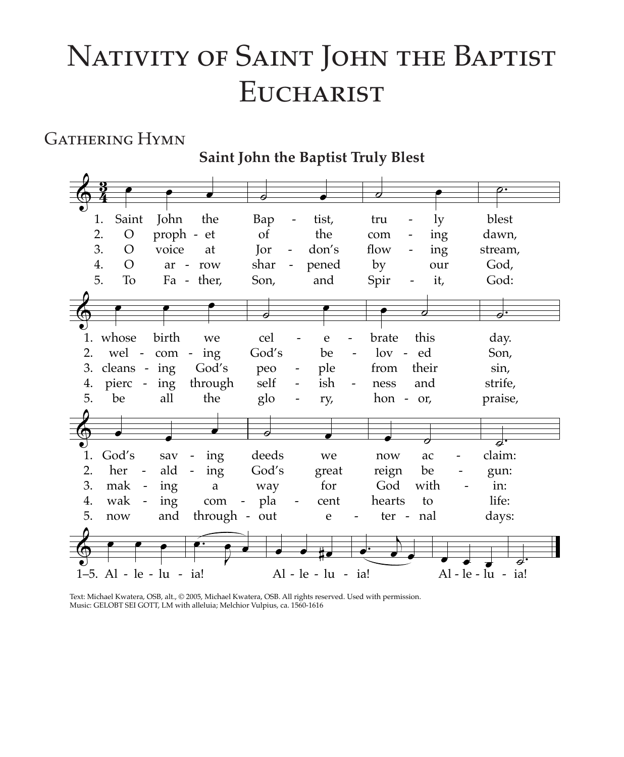# Nativity of Saint John the Baptist Eucharist

## Gathering Hymn

**Saint John the Baptist Truly Blest**

1. Saint John the Baptist, truly blest
whose birth we celebrate this day.
God's saving deeds we now acclaim:

2. O prophet of the coming dawn,
welcoming God's beloved Son,
heralding God's great reign begun:

3. O voice at Jordon's flowing stream,
cleansing God's people from their sin,
making a way for God within:

4. O arrow sharpened by our God,
piercing through selfishness and strife,
waking complacent hearts to life:

5. To Father, Son, and Spirit, God:
be all the glory, honor, praise,
now and throughout eternal days:

1–5. Alleluia! Alleluia! Alleluia!

Text: Michael Kwatera, OSB, alt., © 2005, Michael Kwatera, OSB. All rights reserved. Used with permission.
Music: GELOBT SEI GOTT, LM with alleluia; Melchior Vulpius, ca. 1560-1616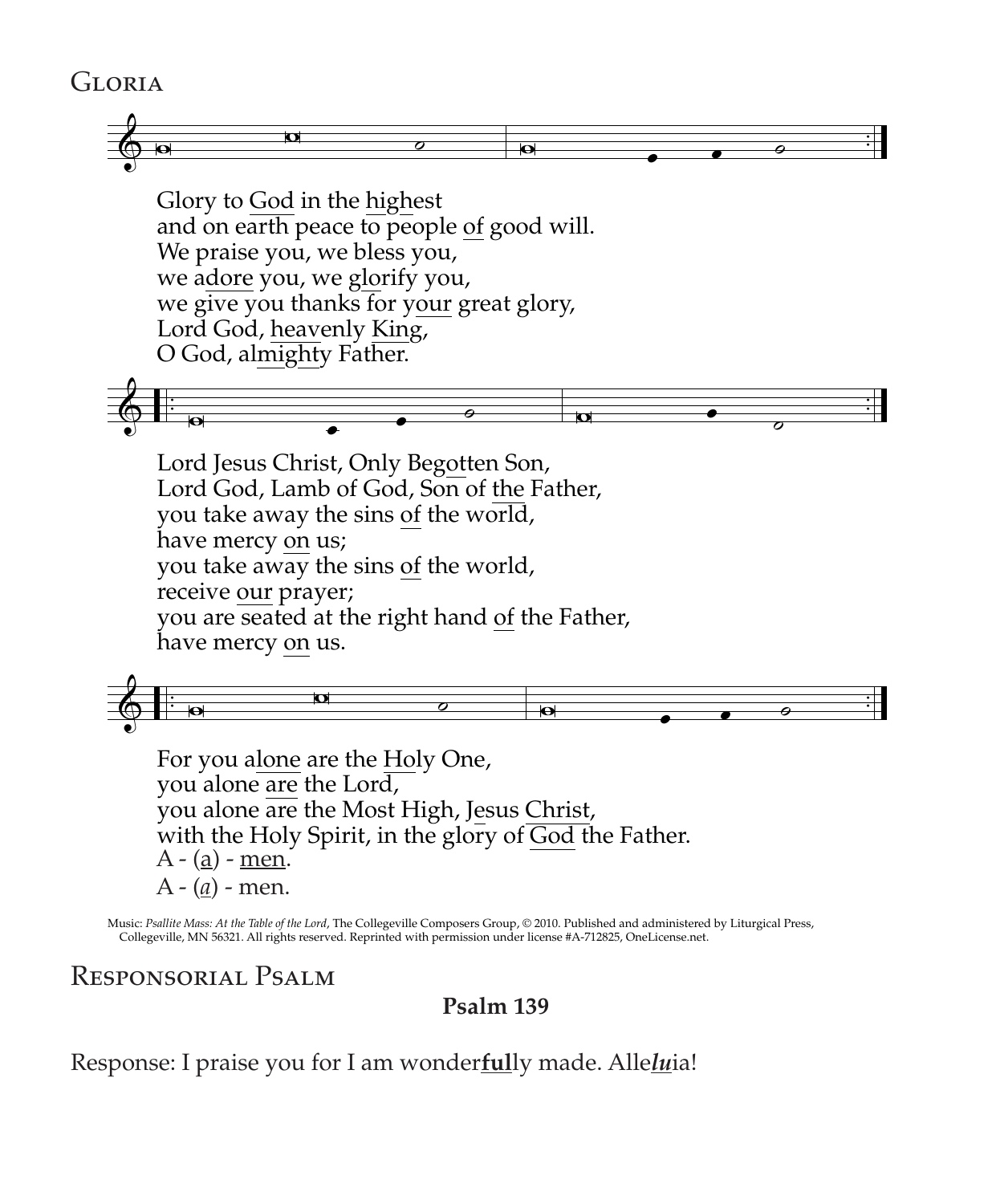## Gloria

Glory to God in the highest
and on earth peace to people of good will.
We praise you, we bless you,
we adore you, we glorify you,
we give you thanks for your great glory,
Lord God, heavenly King,
O God, almighty Father.

Lord Jesus Christ, Only Begotten Son,
Lord God, Lamb of God, Son of the Father,
you take away the sins of the world,
have mercy on us;
you take away the sins of the world,
receive our prayer;
you are seated at the right hand of the Father,
have mercy on us.

For you alone are the Holy One,
you alone are the Lord,
you alone are the Most High, Jesus Christ,
with the Holy Spirit, in the glory of God the Father.
A - (a) - men.
A - (*a*) - men.

Music: *Psallite Mass: At the Table of the Lord*, The Collegeville Composers Group, © 2010. Published and administered by Liturgical Press, Collegeville, MN 56321. All rights reserved. Reprinted with permission under license #A-712825, OneLicense.net.

## Responsorial Psalm

**Psalm 139**

Response: I praise you for I am wonder**ful**ly made. Alle***lu***ia!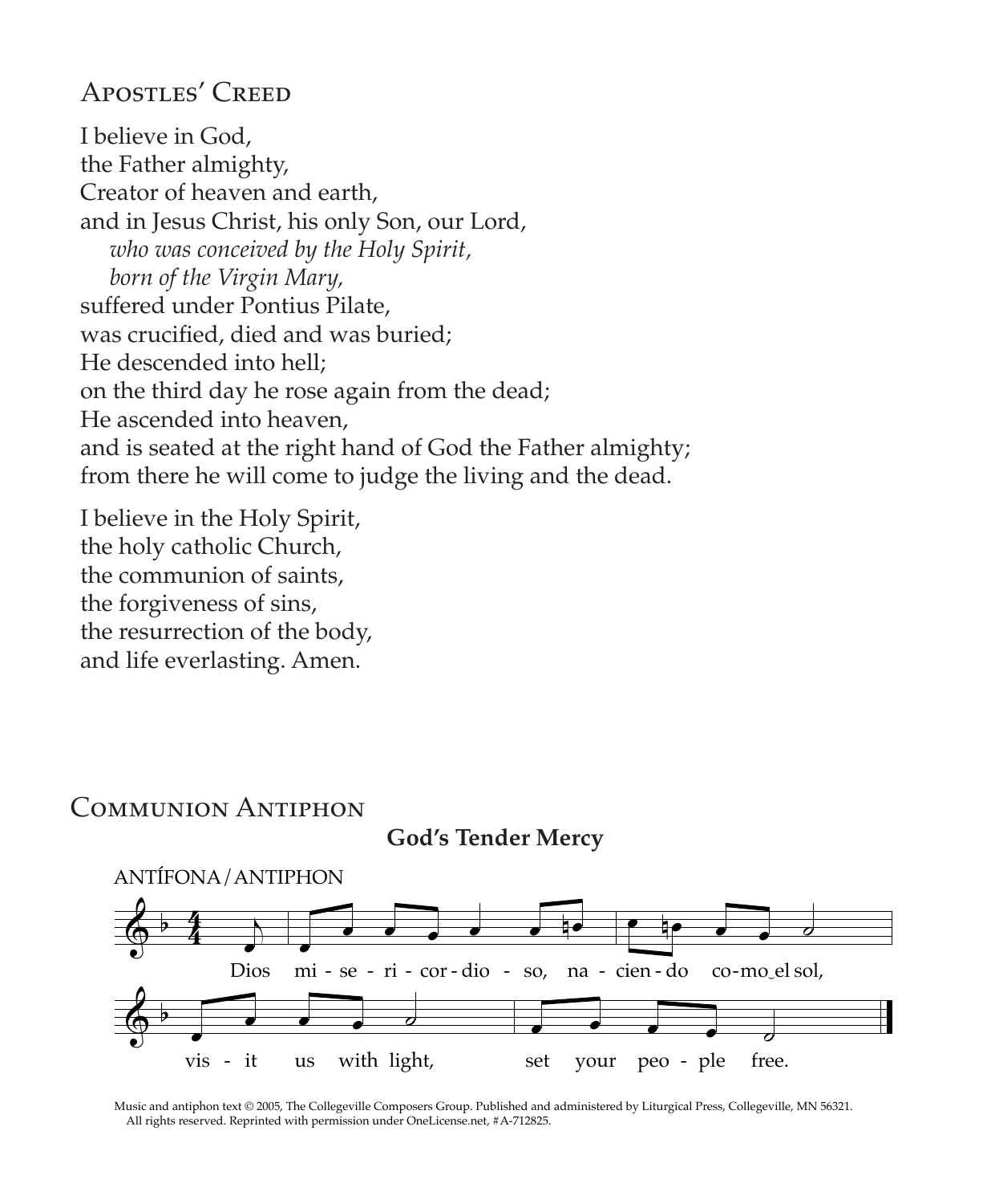## Apostles' Creed

I believe in God,
the Father almighty,
Creator of heaven and earth,
and in Jesus Christ, his only Son, our Lord,
*who was conceived by the Holy Spirit,*
*born of the Virgin Mary,*
suffered under Pontius Pilate,
was crucified, died and was buried;
He descended into hell;
on the third day he rose again from the dead;
He ascended into heaven,
and is seated at the right hand of God the Father almighty;
from there he will come to judge the living and the dead.

I believe in the Holy Spirit,
the holy catholic Church,
the communion of saints,
the forgiveness of sins,
the resurrection of the body,
and life everlasting. Amen.

## Communion Antiphon

**God's Tender Mercy**

ANTÍFONA / ANTIPHON

Dios mi-se-ri-cor-dio-so, na-cien-do co-mo el sol,
vis-it us with light, set your peo-ple free.

Music and antiphon text © 2005, The Collegeville Composers Group. Published and administered by Liturgical Press, Collegeville, MN 56321. All rights reserved. Reprinted with permission under OneLicense.net, # A-712825.